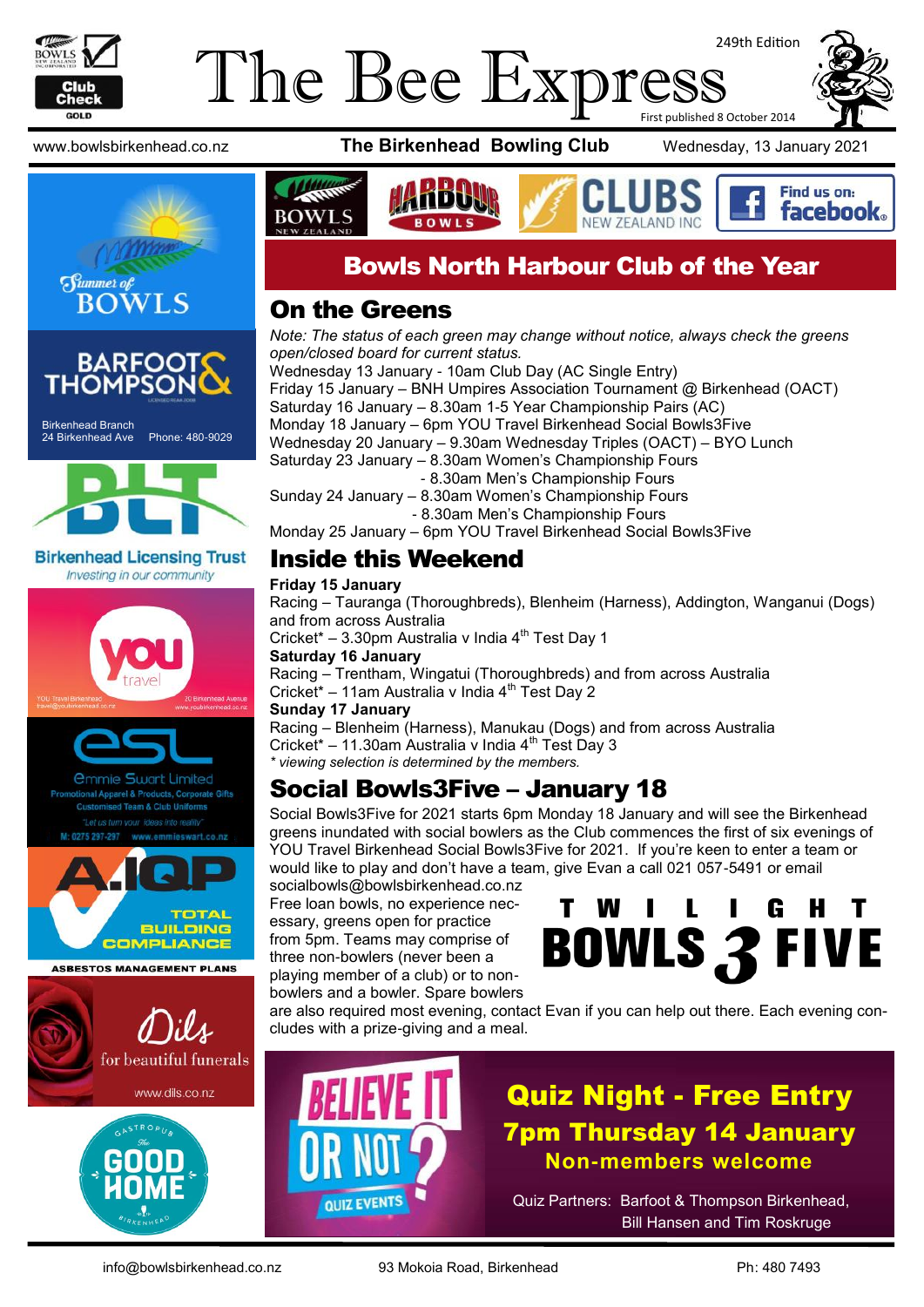# The Bee Express

249th Edition

First published 8 October 2014

www.bowlsbirkenhead.co.nz | **The Birkenhead Bowling Club** | Wednesday, 13 January 2021

## Bowls North Harbour Club of the Year

## On the Greens

*Note: The status of each green may change without notice, always check the greens open/closed board for current status.*

Wednesday 13 January - 10am Club Day (AC Single Entry)
Friday 15 January – BNH Umpires Association Tournament @ Birkenhead (OACT)
Saturday 16 January – 8.30am 1-5 Year Championship Pairs (AC)
Monday 18 January – 6pm YOU Travel Birkenhead Social Bowls3Five
Wednesday 20 January – 9.30am Wednesday Triples (OACT) – BYO Lunch
Saturday 23 January – 8.30am Women's Championship Fours
- 8.30am Men's Championship Fours

Sunday 24 January – 8.30am Women's Championship Fours
- 8.30am Men's Championship Fours

Monday 25 January – 6pm YOU Travel Birkenhead Social Bowls3Five

## Inside this Weekend

**Friday 15 January**
Racing – Tauranga (Thoroughbreds), Blenheim (Harness), Addington, Wanganui (Dogs) and from across Australia
Cricket* – 3.30pm Australia v India 4th Test Day 1

**Saturday 16 January**
Racing – Trentham, Wingatui (Thoroughbreds) and from across Australia
Cricket* – 11am Australia v India 4th Test Day 2

**Sunday 17 January**
Racing – Blenheim (Harness), Manukau (Dogs) and from across Australia
Cricket* – 11.30am Australia v India 4th Test Day 3

*\* viewing selection is determined by the members.*

## Social Bowls3Five – January 18

Social Bowls3Five for 2021 starts 6pm Monday 18 January and will see the Birkenhead greens inundated with social bowlers as the Club commences the first of six evenings of YOU Travel Birkenhead Social Bowls3Five for 2021. If you're keen to enter a team or would like to play and don't have a team, give Evan a call 021 057-5491 or email socialbowls@bowlsbirkenhead.co.nz

Free loan bowls, no experience necessary, greens open for practice from 5pm. Teams may comprise of three non-bowlers (never been a playing member of a club) or to non-bowlers and a bowler. Spare bowlers are also required most evening, contact Evan if you can help out there. Each evening concludes with a prize-giving and a meal.

TWILIGHT BOWLS 3 FIVE

## Quiz Night - Free Entry

### 7pm Thursday 14 January

**Non-members welcome**

Quiz Partners: Barfoot & Thompson Birkenhead, Bill Hansen and Tim Roskruge

Barfoot & Thompson — Birkenhead Branch, 24 Birkenhead Ave, Phone: 480-9029

Birkenhead Licensing Trust — Investing in our community

YOU travel — YOU Travel Birkenhead, travel@youbirkenhead.co.nz, 20 Birkenhead Avenue, www.youbirkenhead.co.nz

Emmie Swart Limited — Promotional Apparel & Products, Corporate Gifts, Customised Team & Club Uniforms. "Let us turn your ideas into reality" M: 0275 297-297 www.emmieswart.co.nz

A.IQP — Total Building Compliance — Asbestos Management Plans

Dils — for beautiful funerals — www.dils.co.nz

The Good Home Gastropub Birkenhead

info@bowlsbirkenhead.co.nz | 93 Mokoia Road, Birkenhead | Ph: 480 7493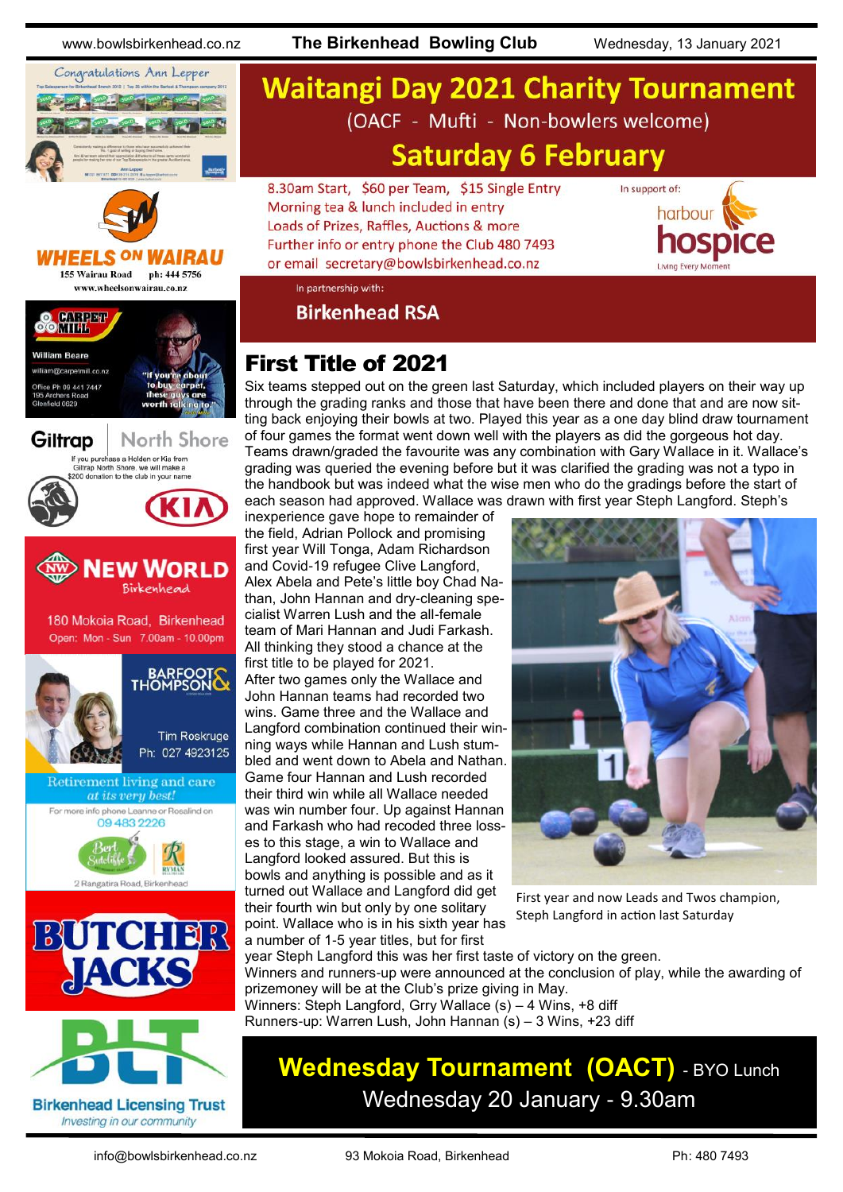# Waitangi Day 2021 Charity Tournament

(OACF - Mufti - Non-bowlers welcome)

## Saturday 6 February

8.30am Start, $60 per Team, $15 Single Entry
Morning tea & lunch included in entry
Loads of Prizes, Raffles, Auctions & more
Further info or entry phone the Club 480 7493
or email secretary@bowlsbirkenhead.co.nz

In support of: harbour hospice — Living Every Moment

In partnership with: **Birkenhead RSA**

## First Title of 2021

Six teams stepped out on the green last Saturday, which included players on their way up through the grading ranks and those that have been there and done that and are now sitting back enjoying their bowls at two. Played this year as a one day blind draw tournament of four games the format went down well with the players as did the gorgeous hot day. Teams drawn/graded the favourite was any combination with Gary Wallace in it. Wallace's grading was queried the evening before but it was clarified the grading was not a typo in the handbook but was indeed what the wise men who do the gradings before the start of each season had approved. Wallace was drawn with first year Steph Langford. Steph's inexperience gave hope to remainder of the field, Adrian Pollock and promising first year Will Tonga, Adam Richardson and Covid-19 refugee Clive Langford, Alex Abela and Pete's little boy Chad Nathan, John Hannan and dry-cleaning specialist Warren Lush and the all-female team of Mari Hannan and Judi Farkash. All thinking they stood a chance at the first title to be played for 2021.

After two games only the Wallace and John Hannan teams had recorded two wins. Game three and the Wallace and Langford combination continued their winning ways while Hannan and Lush stumbled and went down to Abela and Nathan. Game four Hannan and Lush recorded their third win while all Wallace needed was win number four. Up against Hannan and Farkash who had recoded three losses to this stage, a win to Wallace and Langford looked assured. But this is bowls and anything is possible and as it turned out Wallace and Langford did get their fourth win but only by one solitary point. Wallace who is in his sixth year has a number of 1-5 year titles, but for first year Steph Langford this was her first taste of victory on the green.

Winners and runners-up were announced at the conclusion of play, while the awarding of prizemoney will be at the Club's prize giving in May.

Winners: Steph Langford, Grry Wallace (s) – 4 Wins, +8 diff
Runners-up: Warren Lush, John Hannan (s) – 3 Wins, +23 diff

First year and now Leads and Twos champion, Steph Langford in action last Saturday

## Wednesday Tournament (OACT) - BYO Lunch

Wednesday 20 January - 9.30am

---

Congratulations Ann Lepper

WHEELS ON WAIRAU — 155 Wairau Road ph: 444 5756 — www.wheelsonwairau.co.nz

CARPET MILL — William Beare — william@carpetmill.co.nz — Office Ph 09 441 7447 — 195 Archers Road Glenfield 0629 — "If you're about to buy carpet, these guys are worth talking to."

Giltrap North Shore — If you purchase a Holden or Kia from Giltrap North Shore, we will make a $200 donation to the club in your name

NEW WORLD Birkenhead — 180 Mokoia Road, Birkenhead — Open: Mon - Sun 7.00am - 10.00pm

BARFOOT & THOMPSON — Tim Roskruge Ph: 027 4923125

Retirement living and care at its very best! — For more info phone Leanne or Rosalind on 09 483 2226 — Bert Sutcliffe — RYMAN — 2 Rangatira Road, Birkenhead

BUTCHER JACKS

BLT Birkenhead Licensing Trust — Investing in our community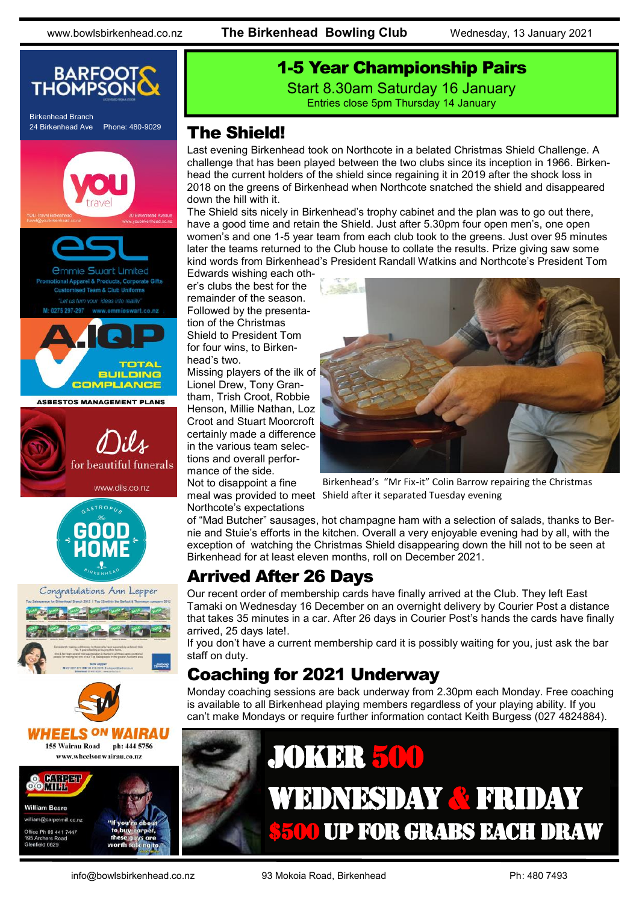## 1-5 Year Championship Pairs

Start 8.30am Saturday 16 January

Entries close 5pm Thursday 14 January

## The Shield!

Last evening Birkenhead took on Northcote in a belated Christmas Shield Challenge. A challenge that has been played between the two clubs since its inception in 1966. Birkenhead the current holders of the shield since regaining it in 2019 after the shock loss in 2018 on the greens of Birkenhead when Northcote snatched the shield and disappeared down the hill with it.

The Shield sits nicely in Birkenhead's trophy cabinet and the plan was to go out there, have a good time and retain the Shield. Just after 5.30pm four open men's, one open women's and one 1-5 year team from each club took to the greens. Just over 95 minutes later the teams returned to the Club house to collate the results. Prize giving saw some kind words from Birkenhead's President Randall Watkins and Northcote's President Tom Edwards wishing each other's clubs the best for the remainder of the season. Followed by the presentation of the Christmas Shield to President Tom for four wins, to Birkenhead's two.

Missing players of the ilk of Lionel Drew, Tony Grantham, Trish Croot, Robbie Henson, Millie Nathan, Loz Croot and Stuart Moorcroft certainly made a difference in the various team selections and overall performance of the side.

Birkenhead's "Mr Fix-it" Colin Barrow repairing the Christmas Shield after it separated Tuesday evening

Not to disappoint a fine meal was provided to meet Northcote's expectations of "Mad Butcher" sausages, hot champagne ham with a selection of salads, thanks to Bernie and Stuie's efforts in the kitchen. Overall a very enjoyable evening had by all, with the exception of watching the Christmas Shield disappearing down the hill not to be seen at Birkenhead for at least eleven months, roll on December 2021.

## Arrived After 26 Days

Our recent order of membership cards have finally arrived at the Club. They left East Tamaki on Wednesday 16 December on an overnight delivery by Courier Post a distance that takes 35 minutes in a car. After 26 days in Courier Post's hands the cards have finally arrived, 25 days late!.

If you don't have a current membership card it is possibly waiting for you, just ask the bar staff on duty.

## Coaching for 2021 Underway

Monday coaching sessions are back underway from 2.30pm each Monday. Free coaching is available to all Birkenhead playing members regardless of your playing ability. If you can't make Mondays or require further information contact Keith Burgess (027 4824884).

## JOKER 500

## WEDNESDAY & FRIDAY

## $500 UP FOR GRABS EACH DRAW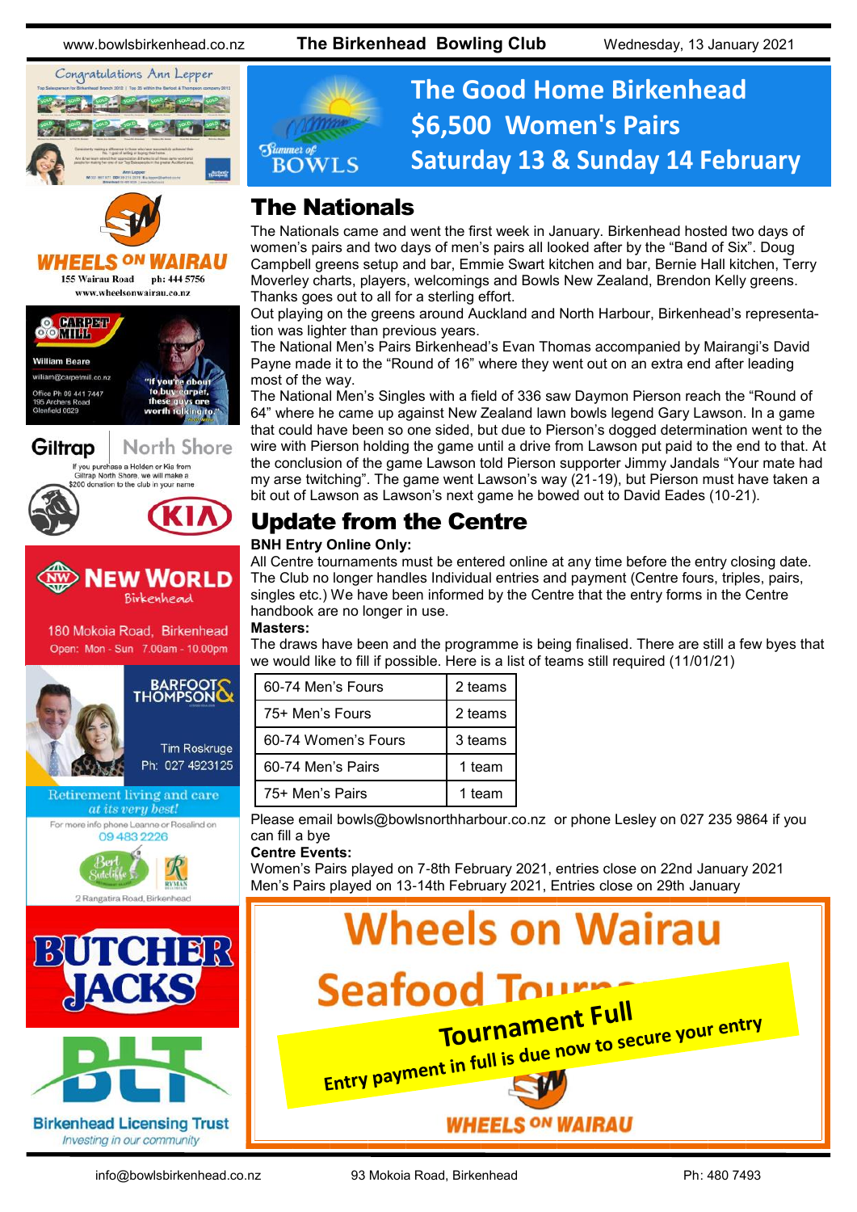## The Good Home Birkenhead $6,500 Women's Pairs Saturday 13 & Sunday 14 February

# The Nationals

The Nationals came and went the first week in January. Birkenhead hosted two days of women's pairs and two days of men's pairs all looked after by the "Band of Six". Doug Campbell greens setup and bar, Emmie Swart kitchen and bar, Bernie Hall kitchen, Terry Moverley charts, players, welcomings and Bowls New Zealand, Brendon Kelly greens. Thanks goes out to all for a sterling effort.

Out playing on the greens around Auckland and North Harbour, Birkenhead's representation was lighter than previous years.

The National Men's Pairs Birkenhead's Evan Thomas accompanied by Mairangi's David Payne made it to the "Round of 16" where they went out on an extra end after leading most of the way.

The National Men's Singles with a field of 336 saw Daymon Pierson reach the "Round of 64" where he came up against New Zealand lawn bowls legend Gary Lawson. In a game that could have been so one sided, but due to Pierson's dogged determination went to the wire with Pierson holding the game until a drive from Lawson put paid to the end to that. At the conclusion of the game Lawson told Pierson supporter Jimmy Jandals "Your mate had my arse twitching". The game went Lawson's way (21-19), but Pierson must have taken a bit out of Lawson as Lawson's next game he bowed out to David Eades (10-21).

# Update from the Centre

**BNH Entry Online Only:**

All Centre tournaments must be entered online at any time before the entry closing date. The Club no longer handles Individual entries and payment (Centre fours, triples, pairs, singles etc.) We have been informed by the Centre that the entry forms in the Centre handbook are no longer in use.

**Masters:**

The draws have been and the programme is being finalised. There are still a few byes that we would like to fill if possible. Here is a list of teams still required (11/01/21)

| Event | Teams |
|---|---|
| 60-74 Men's Fours | 2 teams |
| 75+ Men's Fours | 2 teams |
| 60-74 Women's Fours | 3 teams |
| 60-74 Men's Pairs | 1 team |
| 75+ Men's Pairs | 1 team |

Please email bowls@bowlsnorthharbour.co.nz or phone Lesley on 027 235 9864 if you can fill a bye

**Centre Events:**

Women's Pairs played on 7-8th February 2021, entries close on 22nd January 2021
Men's Pairs played on 13-14th February 2021, Entries close on 29th January

## Wheels on Wairau Seafood Tournament

**Tournament Full**

**Entry payment in full is due now to secure your entry**

WHEELS ON WAIRAU

---

Congratulations Ann Lepper

WHEELS ON WAIRAU
155 Wairau Road ph: 444 5756
www.wheelsonwairau.co.nz

CARPET MILL
William Beare
william@carpetmill.co.nz
Office Ph 09 441 7447
195 Archers Road
Glenfield 0629
"If you're about to buy carpet, these guys are worth talking to"

Giltrap North Shore
If you purchase a Holden or Kia from Giltrap North Shore, we will make a $200 donation to the club in your name

NEW WORLD Birkenhead
180 Mokoia Road, Birkenhead
Open: Mon - Sun 7.00am - 10.00pm

BARFOOT & THOMPSON
Tim Roskruge
Ph: 027 4923125

Retirement living and care at its very best!
For more info phone Leanne or Rosalind on 09 483 2226
Bert Sutcliffe
2 Rangatira Road, Birkenhead

BUTCHER JACKS

BLT
Birkenhead Licensing Trust
Investing in our community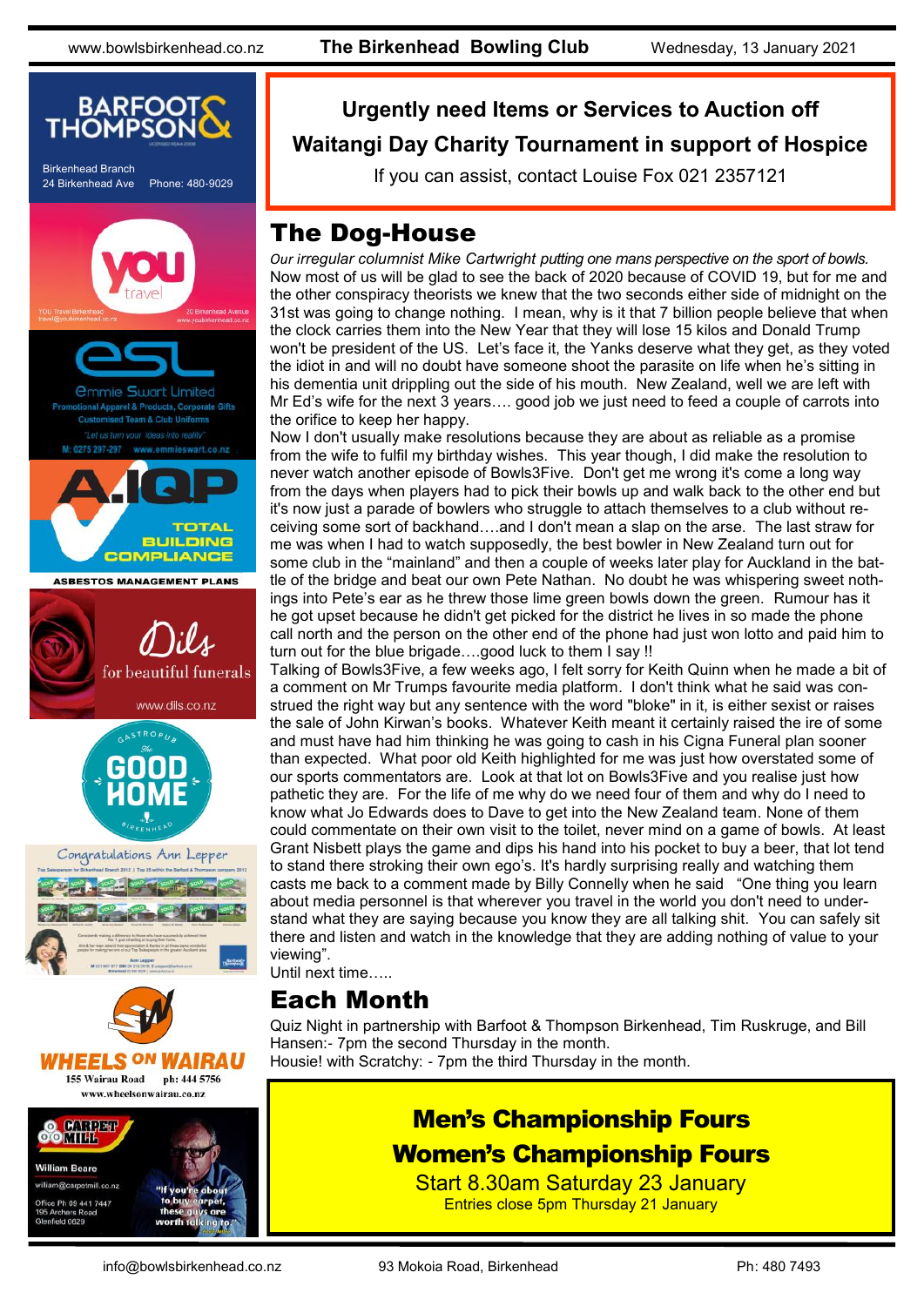**Urgently need Items or Services to Auction off**

**Waitangi Day Charity Tournament in support of Hospice**

If you can assist, contact Louise Fox 021 2357121

## The Dog-House

*Our irregular columnist Mike Cartwright putting one mans perspective on the sport of bowls.*
Now most of us will be glad to see the back of 2020 because of COVID 19, but for me and the other conspiracy theorists we knew that the two seconds either side of midnight on the 31st was going to change nothing. I mean, why is it that 7 billion people believe that when the clock carries them into the New Year that they will lose 15 kilos and Donald Trump won't be president of the US. Let's face it, the Yanks deserve what they get, as they voted the idiot in and will no doubt have someone shoot the parasite on life when he's sitting in his dementia unit drippling out the side of his mouth. New Zealand, well we are left with Mr Ed's wife for the next 3 years…. good job we just need to feed a couple of carrots into the orifice to keep her happy.

Now I don't usually make resolutions because they are about as reliable as a promise from the wife to fulfil my birthday wishes. This year though, I did make the resolution to never watch another episode of Bowls3Five. Don't get me wrong it's come a long way from the days when players had to pick their bowls up and walk back to the other end but it's now just a parade of bowlers who struggle to attach themselves to a club without receiving some sort of backhand….and I don't mean a slap on the arse. The last straw for me was when I had to watch supposedly, the best bowler in New Zealand turn out for some club in the "mainland" and then a couple of weeks later play for Auckland in the battle of the bridge and beat our own Pete Nathan. No doubt he was whispering sweet nothings into Pete's ear as he threw those lime green bowls down the green. Rumour has it he got upset because he didn't get picked for the district he lives in so made the phone call north and the person on the other end of the phone had just won lotto and paid him to turn out for the blue brigade….good luck to them I say !!

Talking of Bowls3Five, a few weeks ago, I felt sorry for Keith Quinn when he made a bit of a comment on Mr Trumps favourite media platform. I don't think what he said was construed the right way but any sentence with the word "bloke" in it, is either sexist or raises the sale of John Kirwan's books. Whatever Keith meant it certainly raised the ire of some and must have had him thinking he was going to cash in his Cigna Funeral plan sooner than expected. What poor old Keith highlighted for me was just how overstated some of our sports commentators are. Look at that lot on Bowls3Five and you realise just how pathetic they are. For the life of me why do we need four of them and why do I need to know what Jo Edwards does to Dave to get into the New Zealand team. None of them could commentate on their own visit to the toilet, never mind on a game of bowls. At least Grant Nisbett plays the game and dips his hand into his pocket to buy a beer, that lot tend to stand there stroking their own ego's. It's hardly surprising really and watching them casts me back to a comment made by Billy Connelly when he said "One thing you learn about media personnel is that wherever you travel in the world you don't need to understand what they are saying because you know they are all talking shit. You can safely sit there and listen and watch in the knowledge that they are adding nothing of value to your viewing".

Until next time…..

## Each Month

Quiz Night in partnership with Barfoot & Thompson Birkenhead, Tim Ruskruge, and Bill Hansen:- 7pm the second Thursday in the month.
Housie! with Scratchy: - 7pm the third Thursday in the month.

**Men's Championship Fours**

**Women's Championship Fours**

Start 8.30am Saturday 23 January

Entries close 5pm Thursday 21 January

BARFOOT & THOMPSON
Birkenhead Branch
24 Birkenhead Ave Phone: 480-9029

you travel
YOU Travel Birkenhead travel@youbirkenhead.co.nz
20 Birkenhead Avenue www.youbirkenhead.co.nz

esl
Emmie Swart Limited
Promotional Apparel & Products, Corporate Gifts
Customised Team & Club Uniforms
"Let us turn your ideas into reality"
M: 0275 297-297 www.emmieswart.co.nz

A.IQP
TOTAL BUILDING COMPLIANCE
ASBESTOS MANAGEMENT PLANS

Dils
for beautiful funerals
www.dils.co.nz

GASTROPUB
The GOOD HOME
BIRKENHEAD

Congratulations Ann Lepper

WHEELS ON WAIRAU
155 Wairau Road ph: 444 5756
www.wheelsonwairau.co.nz

CARPET MILL
William Beare
william@carpetmill.co.nz
Office Ph 09 441 7447
195 Archers Road
Glenfield 0629
"If you're about to buy carpet, these guys are worth talking to."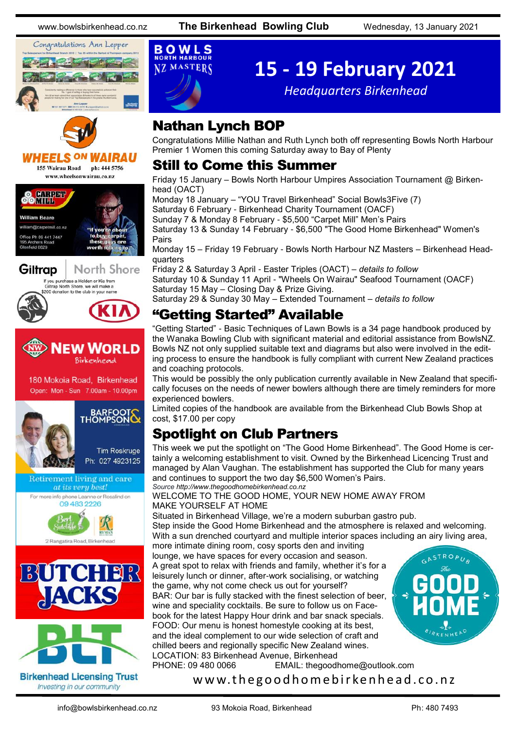**BOWLS NORTH HARBOUR NZ MASTERS**

# 15 - 19 February 2021

*Headquarters Birkenhead*

## Nathan Lynch BOP

Congratulations Millie Nathan and Ruth Lynch both off representing Bowls North Harbour Premier 1 Women this coming Saturday away to Bay of Plenty

## Still to Come this Summer

Friday 15 January – Bowls North Harbour Umpires Association Tournament @ Birkenhead (OACT)
Monday 18 January – "YOU Travel Birkenhead" Social Bowls3Five (7)
Saturday 6 February - Birkenhead Charity Tournament (OACF)
Sunday 7 & Monday 8 February - $5,500 "Carpet Mill" Men's Pairs
Saturday 13 & Sunday 14 February - $6,500 "The Good Home Birkenhead" Women's Pairs
Monday 15 – Friday 19 February - Bowls North Harbour NZ Masters – Birkenhead Headquarters
Friday 2 & Saturday 3 April - Easter Triples (OACT) – *details to follow*
Saturday 10 & Sunday 11 April - "Wheels On Wairau" Seafood Tournament (OACF)
Saturday 15 May – Closing Day & Prize Giving.
Saturday 29 & Sunday 30 May – Extended Tournament – *details to follow*

## "Getting Started" Available

"Getting Started" - Basic Techniques of Lawn Bowls is a 34 page handbook produced by the Wanaka Bowling Club with significant material and editorial assistance from BowlsNZ. Bowls NZ not only supplied suitable text and diagrams but also were involved in the editing process to ensure the handbook is fully compliant with current New Zealand practices and coaching protocols.

This would be possibly the only publication currently available in New Zealand that specifically focuses on the needs of newer bowlers although there are timely reminders for more experienced bowlers.

Limited copies of the handbook are available from the Birkenhead Club Bowls Shop at cost, $17.00 per copy

## Spotlight on Club Partners

This week we put the spotlight on "The Good Home Birkenhead". The Good Home is certainly a welcoming establishment to visit. Owned by the Birkenhead Licencing Trust and managed by Alan Vaughan. The establishment has supported the Club for many years and continues to support the two day $6,500 Women's Pairs.

*Source http://www.thegoodhomebirkenhead.co.nz*

WELCOME TO THE GOOD HOME, YOUR NEW HOME AWAY FROM MAKE YOURSELF AT HOME

Situated in Birkenhead Village, we're a modern suburban gastro pub.

Step inside the Good Home Birkenhead and the atmosphere is relaxed and welcoming. With a sun drenched courtyard and multiple interior spaces including an airy living area, more intimate dining room, cosy sports den and inviting lounge, we have spaces for every occasion and season.

A great spot to relax with friends and family, whether it's for a leisurely lunch or dinner, after-work socialising, or watching the game, why not come check us out for yourself?

BAR: Our bar is fully stacked with the finest selection of beer, wine and speciality cocktails. Be sure to follow us on Facebook for the latest Happy Hour drink and bar snack specials.

FOOD: Our menu is honest homestyle cooking at its best, and the ideal complement to our wide selection of craft and chilled beers and regionally specific New Zealand wines.

LOCATION: 83 Birkenhead Avenue, Birkenhead
PHONE: 09 480 0066 EMAIL: thegoodhome@outlook.com

www.thegoodhomebirkenhead.co.nz

GASTROPUB The GOOD HOME BIRKENHEAD

Congratulations Ann Lepper

WHEELS ON WAIRAU
155 Wairau Road ph: 444 5756
www.wheelsonwairau.co.nz

CARPET MILL
William Beare
william@carpetmill.co.nz
Office Ph 09 441 7447
195 Archers Road
Glenfield 0629
"If you're about to buy carpet, these guys are worth talking to"

Giltrap North Shore
If you purchase a Holden or Kia from Giltrap North Shore, we will make a $200 donation to the club in your name

NEW WORLD Birkenhead
180 Mokoia Road, Birkenhead
Open: Mon - Sun 7.00am - 10.00pm

BARFOOT & THOMPSON
Tim Roskruge
Ph: 027 4923125

Retirement living and care *at its very best!*
For more info phone Leanne or Rosalind on
09 483 2226
Bert Sutcliffe RYMAN
2 Rangatira Road, Birkenhead

BUTCHER JACKS

BLT
Birkenhead Licensing Trust
*Investing in our community*